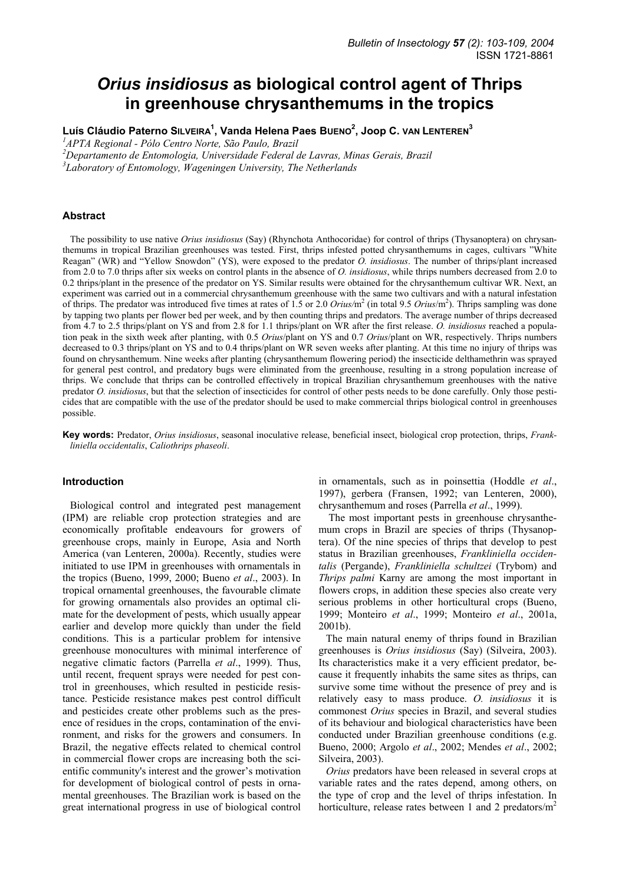# *Orius insidiosus* as biological control agent of Thrips in greenhouse chrysanthemums in the tropics

**Luís Cláudio Paterno SILVEIRA[1], Vanda Helena Paes BUENO[2], Joop C. VAN LENTEREN[3]**

[1]*APTA Regional - Pólo Centro Norte, São Paulo, Brazil*
[2]*Departamento de Entomologia, Universidade Federal de Lavras, Minas Gerais, Brazil*
[3]*Laboratory of Entomology, Wageningen University, The Netherlands*

## Abstract

The possibility to use native *Orius insidiosus* (Say) (Rhynchota Anthocoridae) for control of thrips (Thysanoptera) on chrysanthemums in tropical Brazilian greenhouses was tested. First, thrips infested potted chrysanthemums in cages, cultivars "White Reagan" (WR) and "Yellow Snowdon" (YS), were exposed to the predator *O. insidiosus*. The number of thrips/plant increased from 2.0 to 7.0 thrips after six weeks on control plants in the absence of *O. insidiosus*, while thrips numbers decreased from 2.0 to 0.2 thrips/plant in the presence of the predator on YS. Similar results were obtained for the chrysanthemum cultivar WR. Next, an experiment was carried out in a commercial chrysanthemum greenhouse with the same two cultivars and with a natural infestation of thrips. The predator was introduced five times at rates of 1.5 or 2.0 *Orius*/m$^2$ (in total 9.5 *Orius*/m$^2$). Thrips sampling was done by tapping two plants per flower bed per week, and by then counting thrips and predators. The average number of thrips decreased from 4.7 to 2.5 thrips/plant on YS and from 2.8 for 1.1 thrips/plant on WR after the first release. *O. insidiosus* reached a population peak in the sixth week after planting, with 0.5 *Orius*/plant on YS and 0.7 *Orius*/plant on WR, respectively. Thrips numbers decreased to 0.3 thrips/plant on YS and to 0.4 thrips/plant on WR seven weeks after planting. At this time no injury of thrips was found on chrysanthemum. Nine weeks after planting (chrysanthemum flowering period) the insecticide delthamethrin was sprayed for general pest control, and predatory bugs were eliminated from the greenhouse, resulting in a strong population increase of thrips. We conclude that thrips can be controlled effectively in tropical Brazilian chrysanthemum greenhouses with the native predator *O. insidiosus*, but that the selection of insecticides for control of other pests needs to be done carefully. Only those pesticides that are compatible with the use of the predator should be used to make commercial thrips biological control in greenhouses possible.

**Key words:** Predator, *Orius insidiosus*, seasonal inoculative release, beneficial insect, biological crop protection, thrips, *Frankliniella occidentalis*, *Caliothrips phaseoli*.

## Introduction

Biological control and integrated pest management (IPM) are reliable crop protection strategies and are economically profitable endeavours for growers of greenhouse crops, mainly in Europe, Asia and North America (van Lenteren, 2000a). Recently, studies were initiated to use IPM in greenhouses with ornamentals in the tropics (Bueno, 1999, 2000; Bueno *et al*., 2003). In tropical ornamental greenhouses, the favourable climate for growing ornamentals also provides an optimal climate for the development of pests, which usually appear earlier and develop more quickly than under the field conditions. This is a particular problem for intensive greenhouse monocultures with minimal interference of negative climatic factors (Parrella *et al*., 1999). Thus, until recent, frequent sprays were needed for pest control in greenhouses, which resulted in pesticide resistance. Pesticide resistance makes pest control difficult and pesticides create other problems such as the presence of residues in the crops, contamination of the environment, and risks for the growers and consumers. In Brazil, the negative effects related to chemical control in commercial flower crops are increasing both the scientific community's interest and the grower's motivation for development of biological control of pests in ornamental greenhouses. The Brazilian work is based on the great international progress in use of biological control in ornamentals, such as in poinsettia (Hoddle *et al*., 1997), gerbera (Fransen, 1992; van Lenteren, 2000), chrysanthemum and roses (Parrella *et al*., 1999).

The most important pests in greenhouse chrysanthemum crops in Brazil are species of thrips (Thysanoptera). Of the nine species of thrips that develop to pest status in Brazilian greenhouses, *Frankliniella occidentalis* (Pergande), *Frankliniella schultzei* (Trybom) and *Thrips palmi* Karny are among the most important in flowers crops, in addition these species also create very serious problems in other horticultural crops (Bueno, 1999; Monteiro *et al*., 1999; Monteiro *et al*., 2001a, 2001b).

The main natural enemy of thrips found in Brazilian greenhouses is *Orius insidiosus* (Say) (Silveira, 2003). Its characteristics make it a very efficient predator, because it frequently inhabits the same sites as thrips, can survive some time without the presence of prey and is relatively easy to mass produce. *O. insidiosus* it is commonest *Orius* species in Brazil, and several studies of its behaviour and biological characteristics have been conducted under Brazilian greenhouse conditions (e.g. Bueno, 2000; Argolo *et al*., 2002; Mendes *et al*., 2002; Silveira, 2003).

*Orius* predators have been released in several crops at variable rates and the rates depend, among others, on the type of crop and the level of thrips infestation. In horticulture, release rates between 1 and 2 predators/m$^2$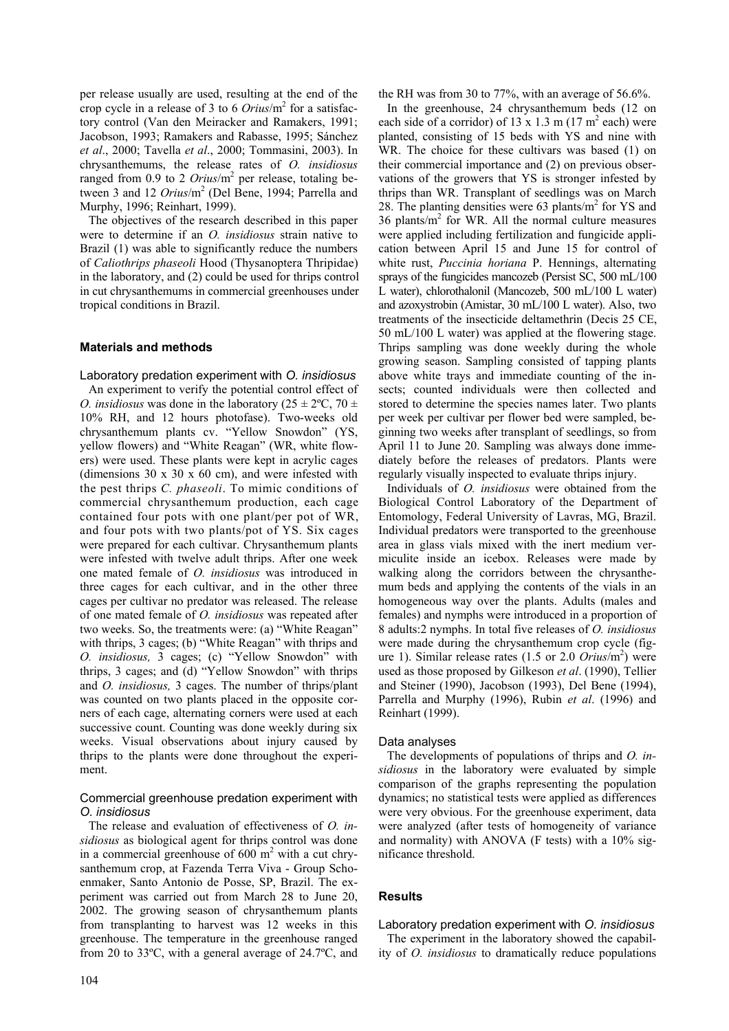per release usually are used, resulting at the end of the crop cycle in a release of 3 to 6 *Orius*/m$^2$ for a satisfactory control (Van den Meiracker and Ramakers, 1991; Jacobson, 1993; Ramakers and Rabasse, 1995; Sánchez *et al*., 2000; Tavella *et al*., 2000; Tommasini, 2003). In chrysanthemums, the release rates of *O. insidiosus* ranged from 0.9 to 2 *Orius*/m$^2$ per release, totaling between 3 and 12 *Orius*/m$^2$ (Del Bene, 1994; Parrella and Murphy, 1996; Reinhart, 1999).

The objectives of the research described in this paper were to determine if an *O. insidiosus* strain native to Brazil (1) was able to significantly reduce the numbers of *Caliothrips phaseoli* Hood (Thysanoptera Thripidae) in the laboratory, and (2) could be used for thrips control in cut chrysanthemums in commercial greenhouses under tropical conditions in Brazil.

## Materials and methods

### Laboratory predation experiment with *O. insidiosus*

An experiment to verify the potential control effect of *O. insidiosus* was done in the laboratory (25 ± 2ºC, 70 ± 10% RH, and 12 hours photofase). Two-weeks old chrysanthemum plants cv. "Yellow Snowdon" (YS, yellow flowers) and "White Reagan" (WR, white flowers) were used. These plants were kept in acrylic cages (dimensions 30 x 30 x 60 cm), and were infested with the pest thrips *C. phaseoli*. To mimic conditions of commercial chrysanthemum production, each cage contained four pots with one plant/per pot of WR, and four pots with two plants/pot of YS. Six cages were prepared for each cultivar. Chrysanthemum plants were infested with twelve adult thrips. After one week one mated female of *O. insidiosus* was introduced in three cages for each cultivar, and in the other three cages per cultivar no predator was released. The release of one mated female of *O. insidiosus* was repeated after two weeks. So, the treatments were: (a) "White Reagan" with thrips, 3 cages; (b) "White Reagan" with thrips and *O. insidiosus,* 3 cages; (c) "Yellow Snowdon" with thrips, 3 cages; and (d) "Yellow Snowdon" with thrips and *O. insidiosus,* 3 cages. The number of thrips/plant was counted on two plants placed in the opposite corners of each cage, alternating corners were used at each successive count. Counting was done weekly during six weeks. Visual observations about injury caused by thrips to the plants were done throughout the experiment.

### Commercial greenhouse predation experiment with *O. insidiosus*

The release and evaluation of effectiveness of *O. insidiosus* as biological agent for thrips control was done in a commercial greenhouse of 600 m$^2$ with a cut chrysanthemum crop, at Fazenda Terra Viva - Group Schoenmaker, Santo Antonio de Posse, SP, Brazil. The experiment was carried out from March 28 to June 20, 2002. The growing season of chrysanthemum plants from transplanting to harvest was 12 weeks in this greenhouse. The temperature in the greenhouse ranged from 20 to 33ºC, with a general average of 24.7ºC, and the RH was from 30 to 77%, with an average of 56.6%.

In the greenhouse, 24 chrysanthemum beds (12 on each side of a corridor) of 13 x 1.3 m (17 m$^2$ each) were planted, consisting of 15 beds with YS and nine with WR. The choice for these cultivars was based (1) on their commercial importance and (2) on previous observations of the growers that YS is stronger infested by thrips than WR. Transplant of seedlings was on March 28. The planting densities were 63 plants/m$^2$ for YS and 36 plants/m$^2$ for WR. All the normal culture measures were applied including fertilization and fungicide application between April 15 and June 15 for control of white rust, *Puccinia horiana* P. Hennings, alternating sprays of the fungicides mancozeb (Persist SC, 500 mL/100 L water), chlorothalonil (Mancozeb, 500 mL/100 L water) and azoxystrobin (Amistar, 30 mL/100 L water). Also, two treatments of the insecticide deltamethrin (Decis 25 CE, 50 mL/100 L water) was applied at the flowering stage. Thrips sampling was done weekly during the whole growing season. Sampling consisted of tapping plants above white trays and immediate counting of the insects; counted individuals were then collected and stored to determine the species names later. Two plants per week per cultivar per flower bed were sampled, beginning two weeks after transplant of seedlings, so from April 11 to June 20. Sampling was always done immediately before the releases of predators. Plants were regularly visually inspected to evaluate thrips injury.

Individuals of *O. insidiosus* were obtained from the Biological Control Laboratory of the Department of Entomology, Federal University of Lavras, MG, Brazil. Individual predators were transported to the greenhouse area in glass vials mixed with the inert medium vermiculite inside an icebox. Releases were made by walking along the corridors between the chrysanthemum beds and applying the contents of the vials in an homogeneous way over the plants. Adults (males and females) and nymphs were introduced in a proportion of 8 adults:2 nymphs. In total five releases of *O. insidiosus* were made during the chrysanthemum crop cycle (figure 1). Similar release rates (1.5 or 2.0 *Orius*/m$^2$) were used as those proposed by Gilkeson *et al*. (1990), Tellier and Steiner (1990), Jacobson (1993), Del Bene (1994), Parrella and Murphy (1996), Rubin *et al*. (1996) and Reinhart (1999).

### Data analyses

The developments of populations of thrips and *O. insidiosus* in the laboratory were evaluated by simple comparison of the graphs representing the population dynamics; no statistical tests were applied as differences were very obvious. For the greenhouse experiment, data were analyzed (after tests of homogeneity of variance and normality) with ANOVA (F tests) with a 10% significance threshold.

## Results

### Laboratory predation experiment with *O. insidiosus*

The experiment in the laboratory showed the capability of *O. insidiosus* to dramatically reduce populations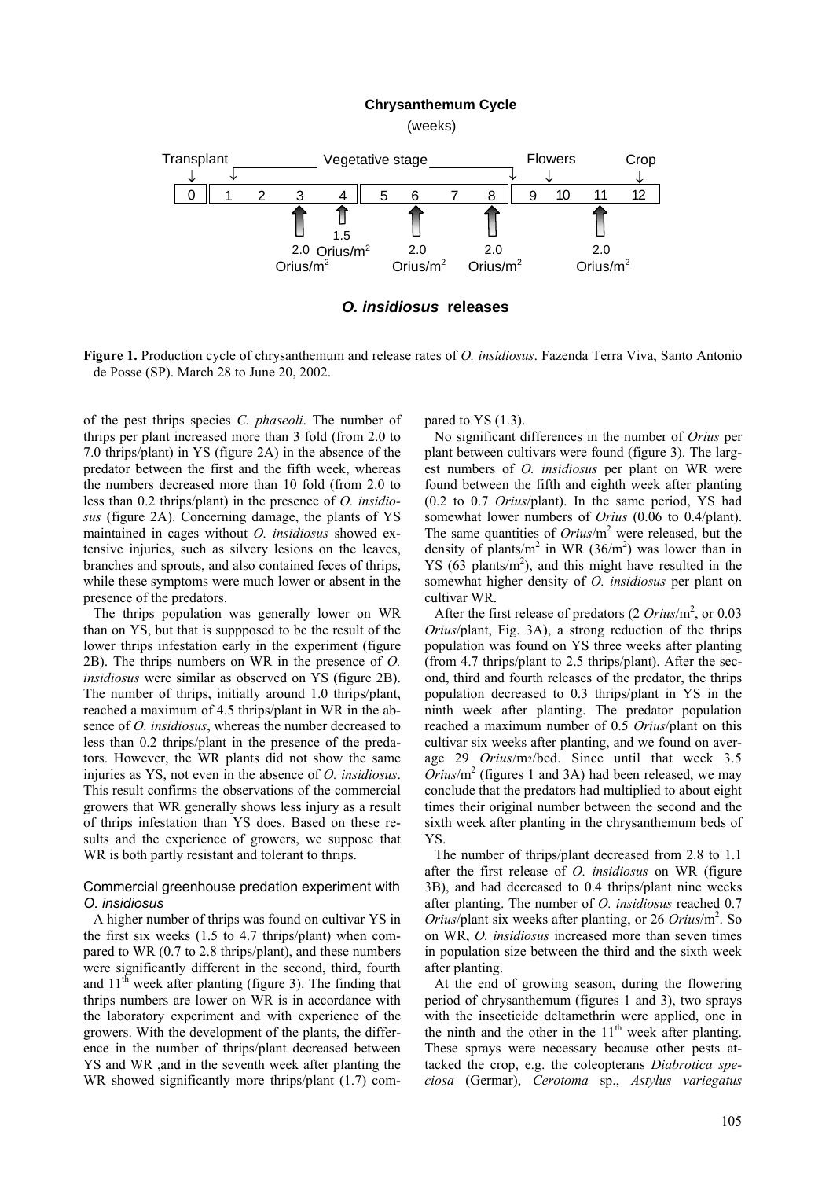**Chrysanthemum Cycle**

(weeks)

| Transplant | Vegetative stage | | | | | | | | Flowers | | Crop |
|---|---|---|---|---|---|---|---|---|---|---|---|
| 0 | 1 | 2 | 3 | 4 | 5 | 6 | 7 | 8 | 9 | 10 | 11 | 12 |

Releases: week 3: 2.0 Orius/m$^2$; week 4: 1.5 Orius/m$^2$; week 6: 2.0 Orius/m$^2$; week 8: 2.0 Orius/m$^2$; week 11: 2.0 Orius/m$^2$

***O. insidiosus* releases**

**Figure 1.** Production cycle of chrysanthemum and release rates of *O. insidiosus*. Fazenda Terra Viva, Santo Antonio de Posse (SP). March 28 to June 20, 2002.

of the pest thrips species *C. phaseoli*. The number of thrips per plant increased more than 3 fold (from 2.0 to 7.0 thrips/plant) in YS (figure 2A) in the absence of the predator between the first and the fifth week, whereas the numbers decreased more than 10 fold (from 2.0 to less than 0.2 thrips/plant) in the presence of *O. insidiosus* (figure 2A). Concerning damage, the plants of YS maintained in cages without *O. insidiosus* showed extensive injuries, such as silvery lesions on the leaves, branches and sprouts, and also contained feces of thrips, while these symptoms were much lower or absent in the presence of the predators.

The thrips population was generally lower on WR than on YS, but that is suppposed to be the result of the lower thrips infestation early in the experiment (figure 2B). The thrips numbers on WR in the presence of *O. insidiosus* were similar as observed on YS (figure 2B). The number of thrips, initially around 1.0 thrips/plant, reached a maximum of 4.5 thrips/plant in WR in the absence of *O. insidiosus*, whereas the number decreased to less than 0.2 thrips/plant in the presence of the predators. However, the WR plants did not show the same injuries as YS, not even in the absence of *O. insidiosus*. This result confirms the observations of the commercial growers that WR generally shows less injury as a result of thrips infestation than YS does. Based on these results and the experience of growers, we suppose that WR is both partly resistant and tolerant to thrips.

### Commercial greenhouse predation experiment with *O. insidiosus*

A higher number of thrips was found on cultivar YS in the first six weeks (1.5 to 4.7 thrips/plant) when compared to WR (0.7 to 2.8 thrips/plant), and these numbers were significantly different in the second, third, fourth and 11$^{th}$ week after planting (figure 3). The finding that thrips numbers are lower on WR is in accordance with the laboratory experiment and with experience of the growers. With the development of the plants, the difference in the number of thrips/plant decreased between YS and WR ,and in the seventh week after planting the WR showed significantly more thrips/plant (1.7) compared to YS (1.3).

No significant differences in the number of *Orius* per plant between cultivars were found (figure 3). The largest numbers of *O. insidiosus* per plant on WR were found between the fifth and eighth week after planting (0.2 to 0.7 *Orius*/plant). In the same period, YS had somewhat lower numbers of *Orius* (0.06 to 0.4/plant). The same quantities of *Orius*/m$^2$ were released, but the density of plants/m$^2$ in WR (36/m$^2$) was lower than in YS (63 plants/m$^2$), and this might have resulted in the somewhat higher density of *O. insidiosus* per plant on cultivar WR.

After the first release of predators (2 *Orius*/m$^2$, or 0.03 *Orius*/plant, Fig. 3A), a strong reduction of the thrips population was found on YS three weeks after planting (from 4.7 thrips/plant to 2.5 thrips/plant). After the second, third and fourth releases of the predator, the thrips population decreased to 0.3 thrips/plant in YS in the ninth week after planting. The predator population reached a maximum number of 0.5 *Orius*/plant on this cultivar six weeks after planting, and we found on average 29 *Orius*/m2/bed. Since until that week 3.5 *Orius*/m$^2$ (figures 1 and 3A) had been released, we may conclude that the predators had multiplied to about eight times their original number between the second and the sixth week after planting in the chrysanthemum beds of YS.

The number of thrips/plant decreased from 2.8 to 1.1 after the first release of *O. insidiosus* on WR (figure 3B), and had decreased to 0.4 thrips/plant nine weeks after planting. The number of *O. insidiosus* reached 0.7 *Orius*/plant six weeks after planting, or 26 *Orius*/m$^2$. So on WR, *O. insidiosus* increased more than seven times in population size between the third and the sixth week after planting.

At the end of growing season, during the flowering period of chrysanthemum (figures 1 and 3), two sprays with the insecticide deltamethrin were applied, one in the ninth and the other in the 11$^{th}$ week after planting. These sprays were necessary because other pests attacked the crop, e.g. the coleopterans *Diabrotica speciosa* (Germar), *Cerotoma* sp., *Astylus variegatus*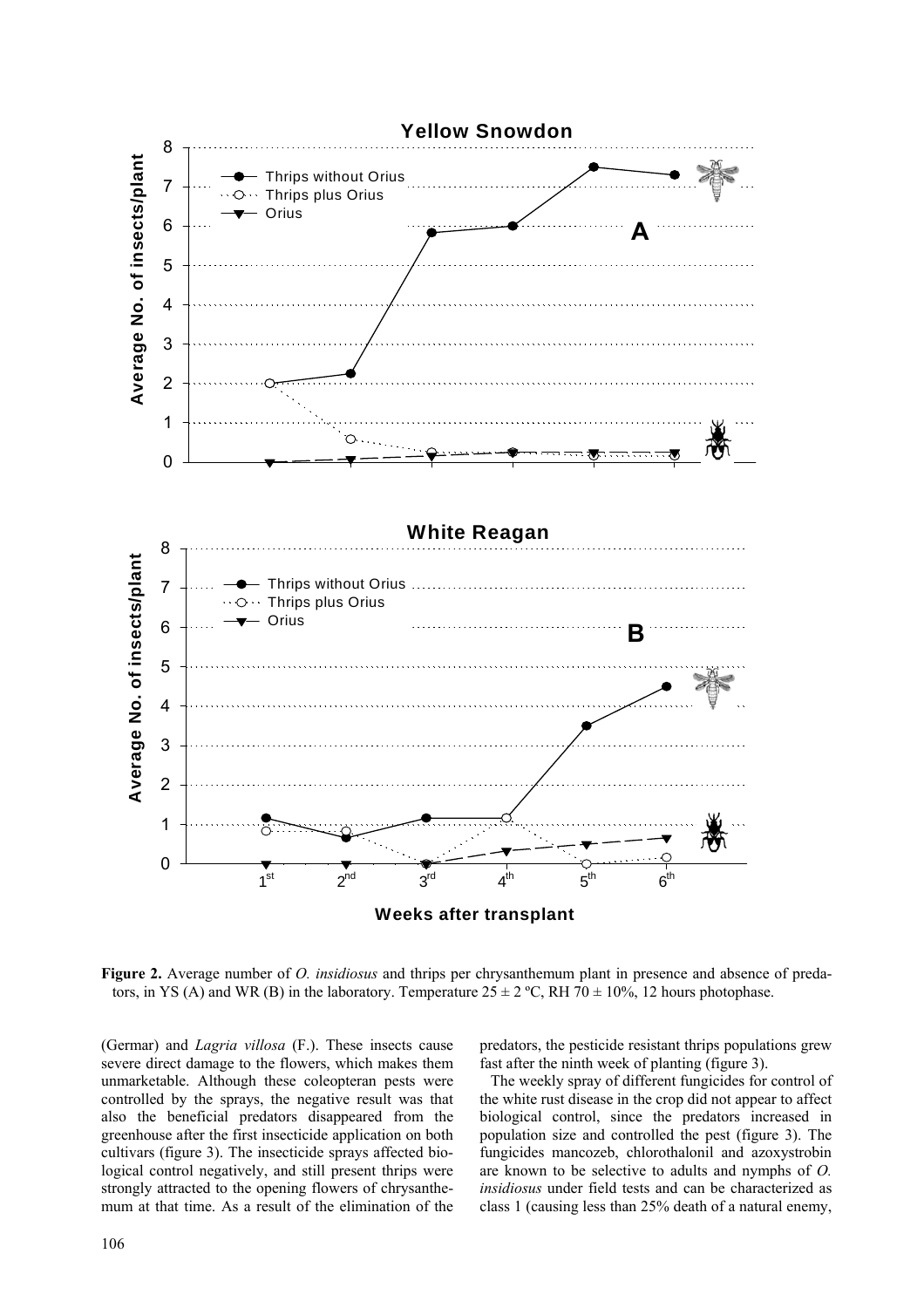**Figure 2.** Average number of *O. insidiosus* and thrips per chrysanthemum plant in presence and absence of predators, in YS (A) and WR (B) in the laboratory. Temperature 25 ± 2 ºC, RH 70 ± 10%, 12 hours photophase.

(Germar) and *Lagria villosa* (F.). These insects cause severe direct damage to the flowers, which makes them unmarketable. Although these coleopteran pests were controlled by the sprays, the negative result was that also the beneficial predators disappeared from the greenhouse after the first insecticide application on both cultivars (figure 3). The insecticide sprays affected biological control negatively, and still present thrips were strongly attracted to the opening flowers of chrysanthemum at that time. As a result of the elimination of the predators, the pesticide resistant thrips populations grew fast after the ninth week of planting (figure 3).

The weekly spray of different fungicides for control of the white rust disease in the crop did not appear to affect biological control, since the predators increased in population size and controlled the pest (figure 3). The fungicides mancozeb, chlorothalonil and azoxystrobin are known to be selective to adults and nymphs of *O. insidiosus* under field tests and can be characterized as class 1 (causing less than 25% death of a natural enemy,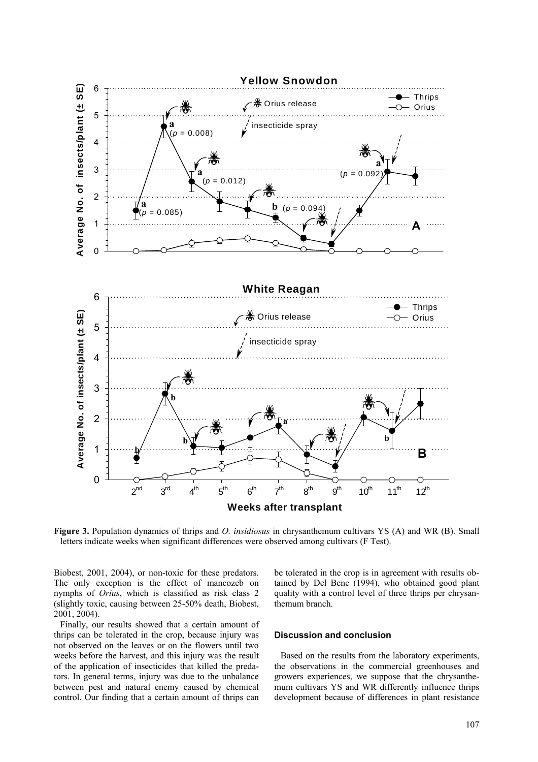**Figure 3.** Population dynamics of thrips and *O. insidiosus* in chrysanthemum cultivars YS (A) and WR (B). Small letters indicate weeks when significant differences were observed among cultivars (F Test).

Biobest, 2001, 2004), or non-toxic for these predators. The only exception is the effect of mancozeb on nymphs of *Orius*, which is classified as risk class 2 (slightly toxic, causing between 25-50% death, Biobest, 2001, 2004).

Finally, our results showed that a certain amount of thrips can be tolerated in the crop, because injury was not observed on the leaves or on the flowers until two weeks before the harvest, and this injury was the result of the application of insecticides that killed the predators. In general terms, injury was due to the unbalance between pest and natural enemy caused by chemical control. Our finding that a certain amount of thrips can be tolerated in the crop is in agreement with results obtained by Del Bene (1994), who obtained good plant quality with a control level of three thrips per chrysanthemum branch.

## Discussion and conclusion

Based on the results from the laboratory experiments, the observations in the commercial greenhouses and growers experiences, we suppose that the chrysanthemum cultivars YS and WR differently influence thrips development because of differences in plant resistance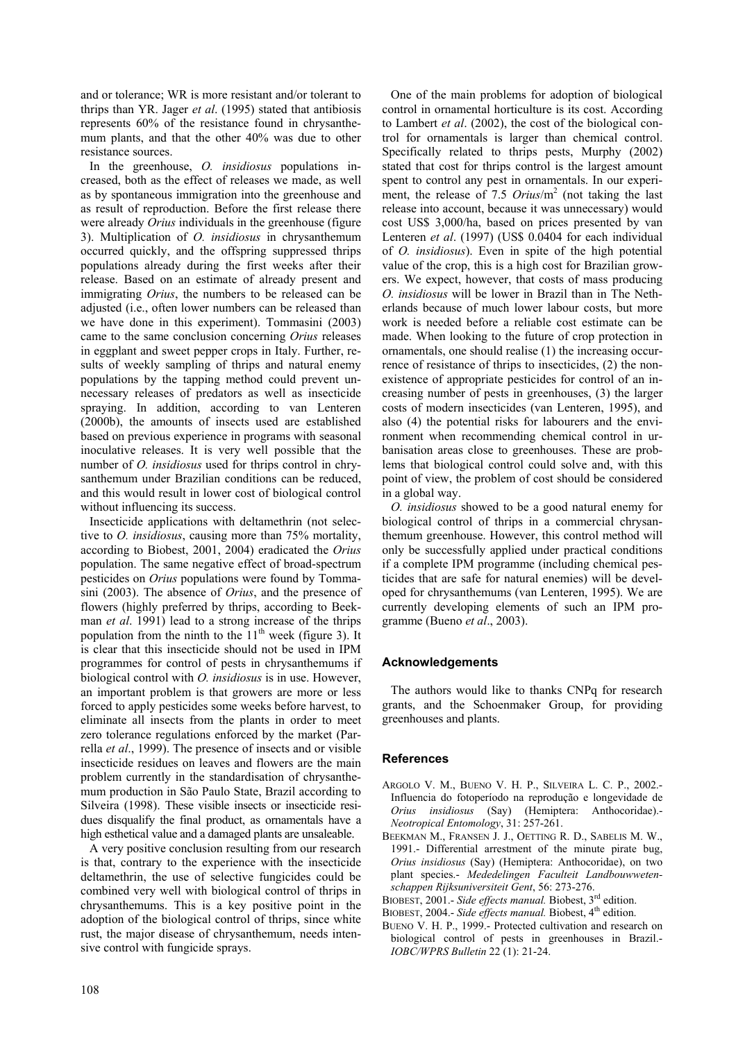and or tolerance; WR is more resistant and/or tolerant to thrips than YR. Jager *et al*. (1995) stated that antibiosis represents 60% of the resistance found in chrysanthemum plants, and that the other 40% was due to other resistance sources.

In the greenhouse, *O. insidiosus* populations increased, both as the effect of releases we made, as well as by spontaneous immigration into the greenhouse and as result of reproduction. Before the first release there were already *Orius* individuals in the greenhouse (figure 3). Multiplication of *O. insidiosus* in chrysanthemum occurred quickly, and the offspring suppressed thrips populations already during the first weeks after their release. Based on an estimate of already present and immigrating *Orius*, the numbers to be released can be adjusted (i.e., often lower numbers can be released than we have done in this experiment). Tommasini (2003) came to the same conclusion concerning *Orius* releases in eggplant and sweet pepper crops in Italy. Further, results of weekly sampling of thrips and natural enemy populations by the tapping method could prevent unnecessary releases of predators as well as insecticide spraying. In addition, according to van Lenteren (2000b), the amounts of insects used are established based on previous experience in programs with seasonal inoculative releases. It is very well possible that the number of *O. insidiosus* used for thrips control in chrysanthemum under Brazilian conditions can be reduced, and this would result in lower cost of biological control without influencing its success.

Insecticide applications with deltamethrin (not selective to *O. insidiosus*, causing more than 75% mortality, according to Biobest, 2001, 2004) eradicated the *Orius* population. The same negative effect of broad-spectrum pesticides on *Orius* populations were found by Tommasini (2003). The absence of *Orius*, and the presence of flowers (highly preferred by thrips, according to Beekman *et al*. 1991) lead to a strong increase of the thrips population from the ninth to the 11[th] week (figure 3). It is clear that this insecticide should not be used in IPM programmes for control of pests in chrysanthemums if biological control with *O. insidiosus* is in use. However, an important problem is that growers are more or less forced to apply pesticides some weeks before harvest, to eliminate all insects from the plants in order to meet zero tolerance regulations enforced by the market (Parrella *et al*., 1999). The presence of insects and or visible insecticide residues on leaves and flowers are the main problem currently in the standardisation of chrysanthemum production in São Paulo State, Brazil according to Silveira (1998). These visible insects or insecticide residues disqualify the final product, as ornamentals have a high esthetical value and a damaged plants are unsaleable.

A very positive conclusion resulting from our research is that, contrary to the experience with the insecticide deltamethrin, the use of selective fungicides could be combined very well with biological control of thrips in chrysanthemums. This is a key positive point in the adoption of the biological control of thrips, since white rust, the major disease of chrysanthemum, needs intensive control with fungicide sprays.

One of the main problems for adoption of biological control in ornamental horticulture is its cost. According to Lambert *et al*. (2002), the cost of the biological control for ornamentals is larger than chemical control. Specifically related to thrips pests, Murphy (2002) stated that cost for thrips control is the largest amount spent to control any pest in ornamentals. In our experiment, the release of 7.5 *Orius*/m$^2$ (not taking the last release into account, because it was unnecessary) would cost US$ 3,000/ha, based on prices presented by van Lenteren *et al*. (1997) (US$ 0.0404 for each individual of *O. insidiosus*). Even in spite of the high potential value of the crop, this is a high cost for Brazilian growers. We expect, however, that costs of mass producing *O. insidiosus* will be lower in Brazil than in The Netherlands because of much lower labour costs, but more work is needed before a reliable cost estimate can be made. When looking to the future of crop protection in ornamentals, one should realise (1) the increasing occurrence of resistance of thrips to insecticides, (2) the non-existence of appropriate pesticides for control of an increasing number of pests in greenhouses, (3) the larger costs of modern insecticides (van Lenteren, 1995), and also (4) the potential risks for labourers and the environment when recommending chemical control in urbanisation areas close to greenhouses. These are problems that biological control could solve and, with this point of view, the problem of cost should be considered in a global way.

*O. insidiosus* showed to be a good natural enemy for biological control of thrips in a commercial chrysanthemum greenhouse. However, this control method will only be successfully applied under practical conditions if a complete IPM programme (including chemical pesticides that are safe for natural enemies) will be developed for chrysanthemums (van Lenteren, 1995). We are currently developing elements of such an IPM programme (Bueno *et al*., 2003).

## Acknowledgements

The authors would like to thanks CNPq for research grants, and the Schoenmaker Group, for providing greenhouses and plants.

## References

ARGOLO V. M., BUENO V. H. P., SILVEIRA L. C. P., 2002.- Influencia do fotoperíodo na reprodução e longevidade de *Orius insidiosus* (Say) (Hemiptera: Anthocoridae).- *Neotropical Entomology*, 31: 257-261.

BEEKMAN M., FRANSEN J. J., OETTING R. D., SABELIS M. W., 1991.- Differential arrestment of the minute pirate bug, *Orius insidious* (Say) (Hemiptera: Anthocoridae), on two plant species.- *Mededelingen Faculteit Landbouwwetenschappen Rijksuniversiteit Gent*, 56: 273-276.

BIOBEST, 2001.- *Side effects manual.* Biobest, 3[rd] edition.

BIOBEST, 2004.- *Side effects manual.* Biobest, 4[th] edition.

BUENO V. H. P., 1999.- Protected cultivation and research on biological control of pests in greenhouses in Brazil.- *IOBC/WPRS Bulletin* 22 (1): 21-24.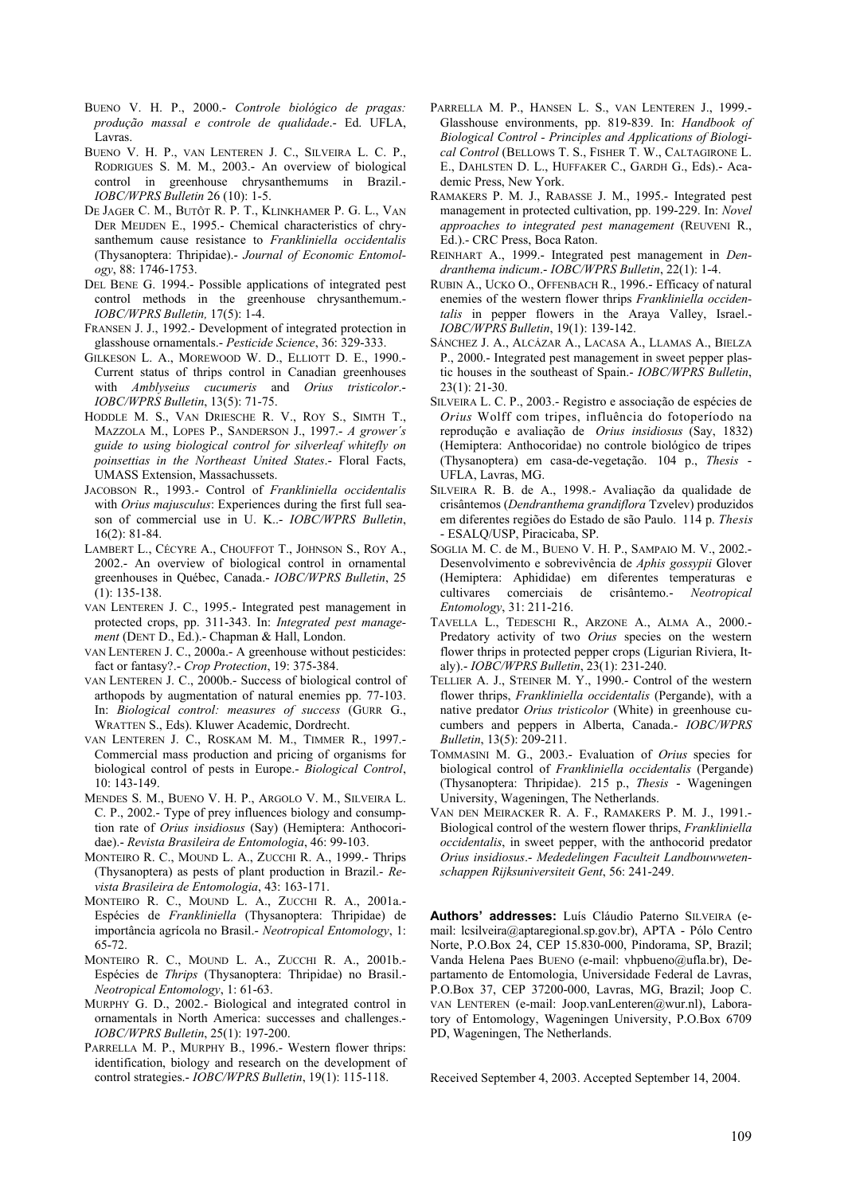BUENO V. H. P., 2000.- *Controle biológico de pragas: produção massal e controle de qualidade*.- Ed. UFLA, Lavras.

BUENO V. H. P., VAN LENTEREN J. C., SILVEIRA L. C. P., RODRIGUES S. M. M., 2003.- An overview of biological control in greenhouse chrysanthemums in Brazil.- *IOBC/WPRS Bulletin* 26 (10): 1-5.

DE JAGER C. M., BUTÔT R. P. T., KLINKHAMER P. G. L., VAN DER MEIJDEN E., 1995.- Chemical characteristics of chrysanthemum cause resistance to *Frankliniella occidentalis* (Thysanoptera: Thripidae).- *Journal of Economic Entomology*, 88: 1746-1753.

DEL BENE G. 1994.- Possible applications of integrated pest control methods in the greenhouse chrysanthemum.- *IOBC/WPRS Bulletin,* 17(5): 1-4.

FRANSEN J. J., 1992.- Development of integrated protection in glasshouse ornamentals.- *Pesticide Science*, 36: 329-333.

GILKESON L. A., MOREWOOD W. D., ELLIOTT D. E., 1990.- Current status of thrips control in Canadian greenhouses with *Amblyseius cucumeris* and *Orius tristicolor*.- *IOBC/WPRS Bulletin*, 13(5): 71-75.

HODDLE M. S., VAN DRIESCHE R. V., ROY S., SIMTH T., MAZZOLA M., LOPES P., SANDERSON J., 1997.- *A grower´s guide to using biological control for silverleaf whitefly on poinsettias in the Northeast United States*.- Floral Facts, UMASS Extension, Massachussets.

JACOBSON R., 1993.- Control of *Frankliniella occidentalis* with *Orius majusculus*: Experiences during the first full season of commercial use in U. K..- *IOBC/WPRS Bulletin*, 16(2): 81-84.

LAMBERT L., CÉCYRE A., CHOUFFOT T., JOHNSON S., ROY A., 2002.- An overview of biological control in ornamental greenhouses in Québec, Canada.- *IOBC/WPRS Bulletin*, 25 (1): 135-138.

VAN LENTEREN J. C., 1995.- Integrated pest management in protected crops, pp. 311-343. In: *Integrated pest management* (DENT D., Ed.).- Chapman & Hall, London.

VAN LENTEREN J. C., 2000a.- A greenhouse without pesticides: fact or fantasy?.- *Crop Protection*, 19: 375-384.

VAN LENTEREN J. C., 2000b.- Success of biological control of arthopods by augmentation of natural enemies pp. 77-103. In: *Biological control: measures of success* (GURR G., WRATTEN S., Eds). Kluwer Academic, Dordrecht.

VAN LENTEREN J. C., ROSKAM M. M., TIMMER R., 1997.- Commercial mass production and pricing of organisms for biological control of pests in Europe.- *Biological Control*, 10: 143-149.

MENDES S. M., BUENO V. H. P., ARGOLO V. M., SILVEIRA L. C. P., 2002.- Type of prey influences biology and consumption rate of *Orius insidiosus* (Say) (Hemiptera: Anthocoridae).- *Revista Brasileira de Entomologia*, 46: 99-103.

MONTEIRO R. C., MOUND L. A., ZUCCHI R. A., 1999.- Thrips (Thysanoptera) as pests of plant production in Brazil.- *Revista Brasileira de Entomologia*, 43: 163-171.

MONTEIRO R. C., MOUND L. A., ZUCCHI R. A., 2001a.- Espécies de *Frankliniella* (Thysanoptera: Thripidae) de importância agrícola no Brasil.- *Neotropical Entomology*, 1: 65-72.

MONTEIRO R. C., MOUND L. A., ZUCCHI R. A., 2001b.- Espécies de *Thrips* (Thysanoptera: Thripidae) no Brasil.- *Neotropical Entomology*, 1: 61-63.

MURPHY G. D., 2002.- Biological and integrated control in ornamentals in North America: successes and challenges.- *IOBC/WPRS Bulletin*, 25(1): 197-200.

PARRELLA M. P., MURPHY B., 1996.- Western flower thrips: identification, biology and research on the development of control strategies.- *IOBC/WPRS Bulletin*, 19(1): 115-118.

PARRELLA M. P., HANSEN L. S., VAN LENTEREN J., 1999.- Glasshouse environments, pp. 819-839. In: *Handbook of Biological Control - Principles and Applications of Biological Control* (BELLOWS T. S., FISHER T. W., CALTAGIRONE L. E., DAHLSTEN D. L., HUFFAKER C., GARDH G., Eds).- Academic Press, New York.

RAMAKERS P. M. J., RABASSE J. M., 1995.- Integrated pest management in protected cultivation, pp. 199-229. In: *Novel approaches to integrated pest management* (REUVENI R., Ed.).- CRC Press, Boca Raton.

REINHART A., 1999.- Integrated pest management in *Dendranthema indicum*.- *IOBC/WPRS Bulletin*, 22(1): 1-4.

RUBIN A., UCKO O., OFFENBACH R., 1996.- Efficacy of natural enemies of the western flower thrips *Frankliniella occidentalis* in pepper flowers in the Araya Valley, Israel.- *IOBC/WPRS Bulletin*, 19(1): 139-142.

SÁNCHEZ J. A., ALCÁZAR A., LACASA A., LLAMAS A., BIELZA P., 2000.- Integrated pest management in sweet pepper plastic houses in the southeast of Spain.- *IOBC/WPRS Bulletin*, 23(1): 21-30.

SILVEIRA L. C. P., 2003.- Registro e associação de espécies de *Orius* Wolff com tripes, influência do fotoperíodo na reprodução e avaliação de *Orius insidiosus* (Say, 1832) (Hemiptera: Anthocoridae) no controle biológico de tripes (Thysanoptera) em casa-de-vegetação. 104 p., *Thesis* - UFLA, Lavras, MG.

SILVEIRA R. B. de A., 1998.- Avaliação da qualidade de crisântemos (*Dendranthema grandiflora* Tzvelev) produzidos em diferentes regiões do Estado de são Paulo. 114 p. *Thesis* - ESALQ/USP, Piracicaba, SP.

SOGLIA M. C. de M., BUENO V. H. P., SAMPAIO M. V., 2002.- Desenvolvimento e sobrevivência de *Aphis gossypii* Glover (Hemiptera: Aphididae) em diferentes temperaturas e cultivares comerciais de crisântemo.- *Neotropical Entomology*, 31: 211-216.

TAVELLA L., TEDESCHI R., ARZONE A., ALMA A., 2000.- Predatory activity of two *Orius* species on the western flower thrips in protected pepper crops (Ligurian Riviera, Italy).- *IOBC/WPRS Bulletin*, 23(1): 231-240.

TELLIER A. J., STEINER M. Y., 1990.- Control of the western flower thrips, *Frankliniella occidentalis* (Pergande), with a native predator *Orius tristicolor* (White) in greenhouse cucumbers and peppers in Alberta, Canada.- *IOBC/WPRS Bulletin*, 13(5): 209-211.

TOMMASINI M. G., 2003.- Evaluation of *Orius* species for biological control of *Frankliniella occidentalis* (Pergande) (Thysanoptera: Thripidae). 215 p., *Thesis* - Wageningen University, Wageningen, The Netherlands.

VAN DEN MEIRACKER R. A. F., RAMAKERS P. M. J., 1991.- Biological control of the western flower thrips, *Frankliniella occidentalis*, in sweet pepper, with the anthocorid predator *Orius insidiosus*.- *Mededelingen Faculteit Landbouwwetenschappen Rijksuniversiteit Gent*, 56: 241-249.

**Authors' addresses:** Luís Cláudio Paterno SILVEIRA (e-mail: lcsilveira@aptaregional.sp.gov.br), APTA - Pólo Centro Norte, P.O.Box 24, CEP 15.830-000, Pindorama, SP, Brazil; Vanda Helena Paes BUENO (e-mail: vhpbueno@ufla.br), Departamento de Entomologia, Universidade Federal de Lavras, P.O.Box 37, CEP 37200-000, Lavras, MG, Brazil; Joop C. VAN LENTEREN (e-mail: Joop.vanLenteren@wur.nl), Laboratory of Entomology, Wageningen University, P.O.Box 6709 PD, Wageningen, The Netherlands.

Received September 4, 2003. Accepted September 14, 2004.